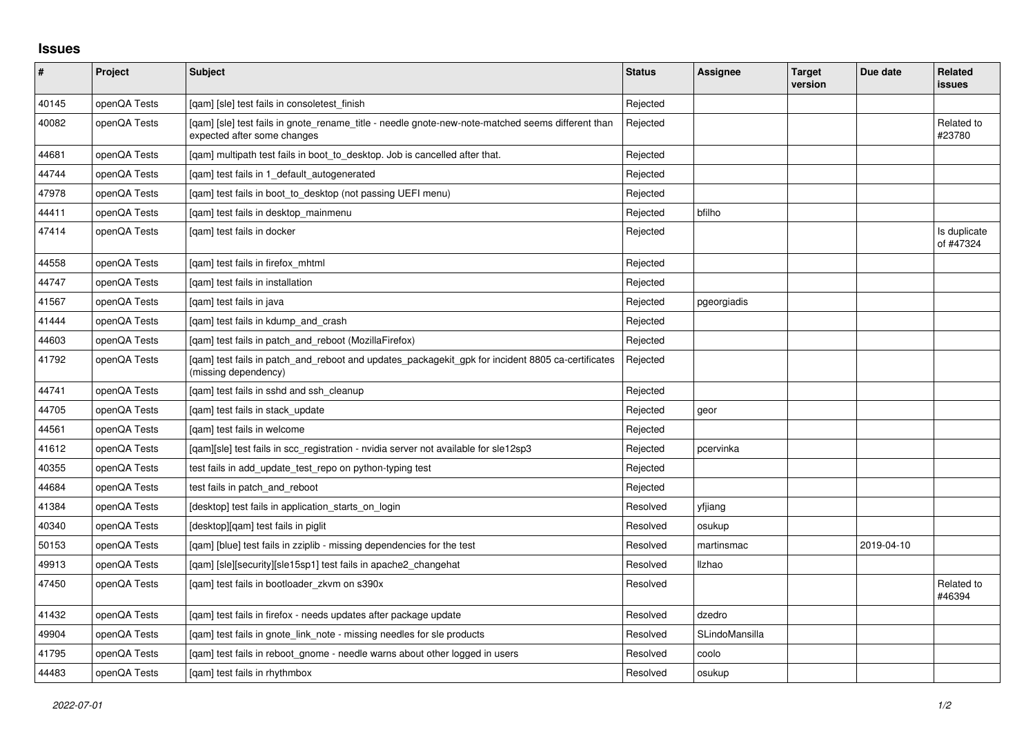## Issues

| # | Project | Subject | Status | Assignee | Target version | Due date | Related issues |
|---|---|---|---|---|---|---|---|
| 40145 | openQA Tests | [qam] [sle] test fails in consoletest_finish | Rejected | | | | |
| 40082 | openQA Tests | [qam] [sle] test fails in gnote_rename_title - needle gnote-new-note-matched seems different than expected after some changes | Rejected | | | | Related to #23780 |
| 44681 | openQA Tests | [qam] multipath test fails in boot_to_desktop. Job is cancelled after that. | Rejected | | | | |
| 44744 | openQA Tests | [qam] test fails in 1_default_autogenerated | Rejected | | | | |
| 47978 | openQA Tests | [qam] test fails in boot_to_desktop (not passing UEFI menu) | Rejected | | | | |
| 44411 | openQA Tests | [qam] test fails in desktop_mainmenu | Rejected | bfilho | | | |
| 47414 | openQA Tests | [qam] test fails in docker | Rejected | | | | Is duplicate of #47324 |
| 44558 | openQA Tests | [qam] test fails in firefox_mhtml | Rejected | | | | |
| 44747 | openQA Tests | [qam] test fails in installation | Rejected | | | | |
| 41567 | openQA Tests | [qam] test fails in java | Rejected | pgeorgiadis | | | |
| 41444 | openQA Tests | [qam] test fails in kdump_and_crash | Rejected | | | | |
| 44603 | openQA Tests | [qam] test fails in patch_and_reboot (MozillaFirefox) | Rejected | | | | |
| 41792 | openQA Tests | [qam] test fails in patch_and_reboot and updates_packagekit_gpk for incident 8805 ca-certificates (missing dependency) | Rejected | | | | |
| 44741 | openQA Tests | [qam] test fails in sshd and ssh_cleanup | Rejected | | | | |
| 44705 | openQA Tests | [qam] test fails in stack_update | Rejected | geor | | | |
| 44561 | openQA Tests | [qam] test fails in welcome | Rejected | | | | |
| 41612 | openQA Tests | [qam][sle] test fails in scc_registration - nvidia server not available for sle12sp3 | Rejected | pcervinka | | | |
| 40355 | openQA Tests | test fails in add_update_test_repo on python-typing test | Rejected | | | | |
| 44684 | openQA Tests | test fails in patch_and_reboot | Rejected | | | | |
| 41384 | openQA Tests | [desktop] test fails in application_starts_on_login | Resolved | yfjiang | | | |
| 40340 | openQA Tests | [desktop][qam] test fails in piglit | Resolved | osukup | | | |
| 50153 | openQA Tests | [qam] [blue] test fails in zziplib - missing dependencies for the test | Resolved | martinsmac | | 2019-04-10 | |
| 49913 | openQA Tests | [qam] [sle][security][sle15sp1] test fails in apache2_changehat | Resolved | llzhao | | | |
| 47450 | openQA Tests | [qam] test fails in bootloader_zkvm on s390x | Resolved | | | | Related to #46394 |
| 41432 | openQA Tests | [qam] test fails in firefox - needs updates after package update | Resolved | dzedro | | | |
| 49904 | openQA Tests | [qam] test fails in gnote_link_note - missing needles for sle products | Resolved | SLindoMansilla | | | |
| 41795 | openQA Tests | [qam] test fails in reboot_gnome - needle warns about other logged in users | Resolved | coolo | | | |
| 44483 | openQA Tests | [qam] test fails in rhythmbox | Resolved | osukup | | | |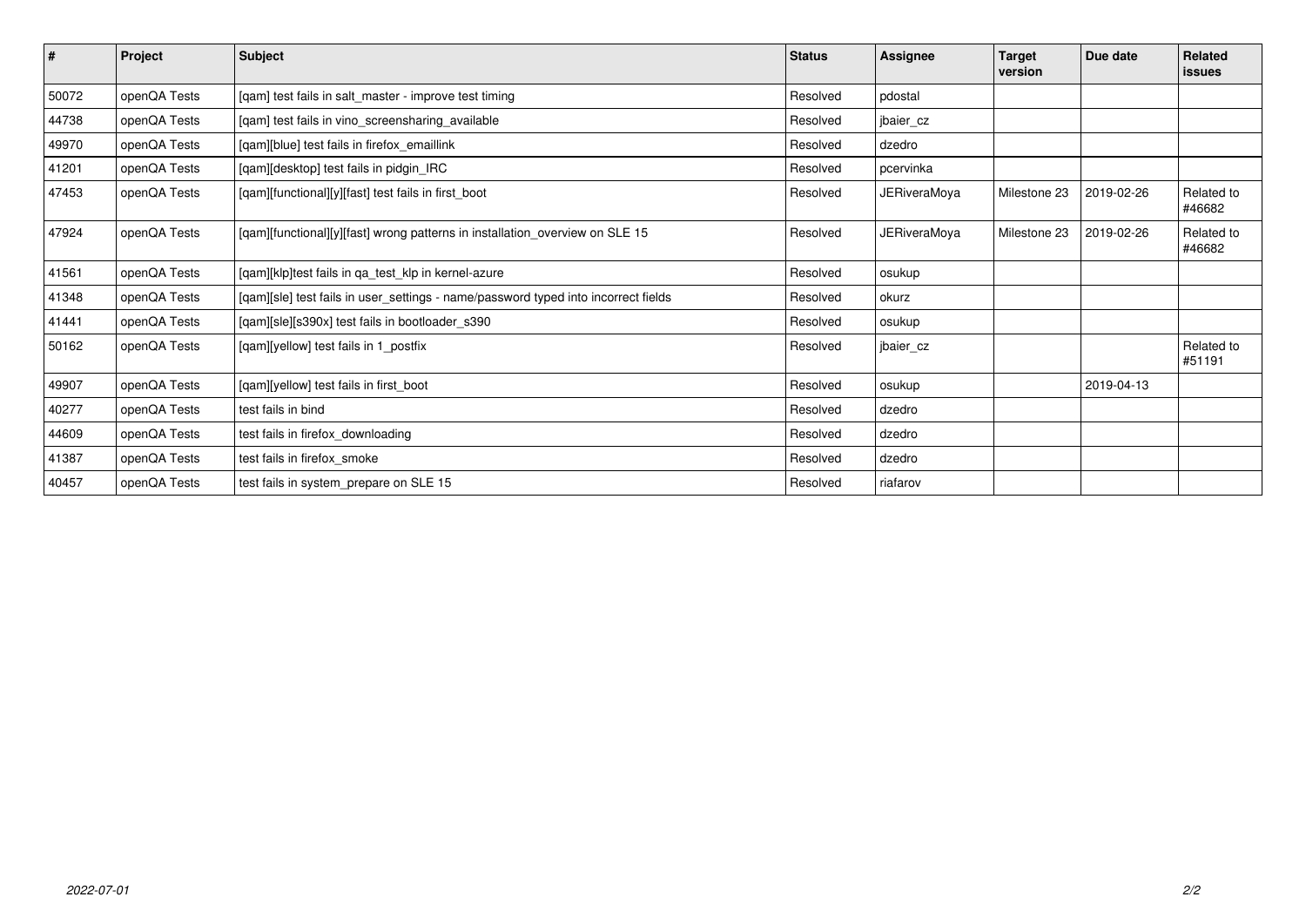| # | Project | Subject | Status | Assignee | Target version | Due date | Related issues |
|---|---|---|---|---|---|---|---|
| 50072 | openQA Tests | [qam] test fails in salt_master - improve test timing | Resolved | pdostal | | | |
| 44738 | openQA Tests | [qam] test fails in vino_screensharing_available | Resolved | jbaier_cz | | | |
| 49970 | openQA Tests | [qam][blue] test fails in firefox_emaillink | Resolved | dzedro | | | |
| 41201 | openQA Tests | [qam][desktop] test fails in pidgin_IRC | Resolved | pcervinka | | | |
| 47453 | openQA Tests | [qam][functional][y][fast] test fails in first_boot | Resolved | JERiveraMoya | Milestone 23 | 2019-02-26 | Related to #46682 |
| 47924 | openQA Tests | [qam][functional][y][fast] wrong patterns in installation_overview on SLE 15 | Resolved | JERiveraMoya | Milestone 23 | 2019-02-26 | Related to #46682 |
| 41561 | openQA Tests | [qam][klp]test fails in qa_test_klp in kernel-azure | Resolved | osukup | | | |
| 41348 | openQA Tests | [qam][sle] test fails in user_settings - name/password typed into incorrect fields | Resolved | okurz | | | |
| 41441 | openQA Tests | [qam][sle][s390x] test fails in bootloader_s390 | Resolved | osukup | | | |
| 50162 | openQA Tests | [qam][yellow] test fails in 1_postfix | Resolved | jbaier_cz | | | Related to #51191 |
| 49907 | openQA Tests | [qam][yellow] test fails in first_boot | Resolved | osukup | | 2019-04-13 | |
| 40277 | openQA Tests | test fails in bind | Resolved | dzedro | | | |
| 44609 | openQA Tests | test fails in firefox_downloading | Resolved | dzedro | | | |
| 41387 | openQA Tests | test fails in firefox_smoke | Resolved | dzedro | | | |
| 40457 | openQA Tests | test fails in system_prepare on SLE 15 | Resolved | riafarov | | | |